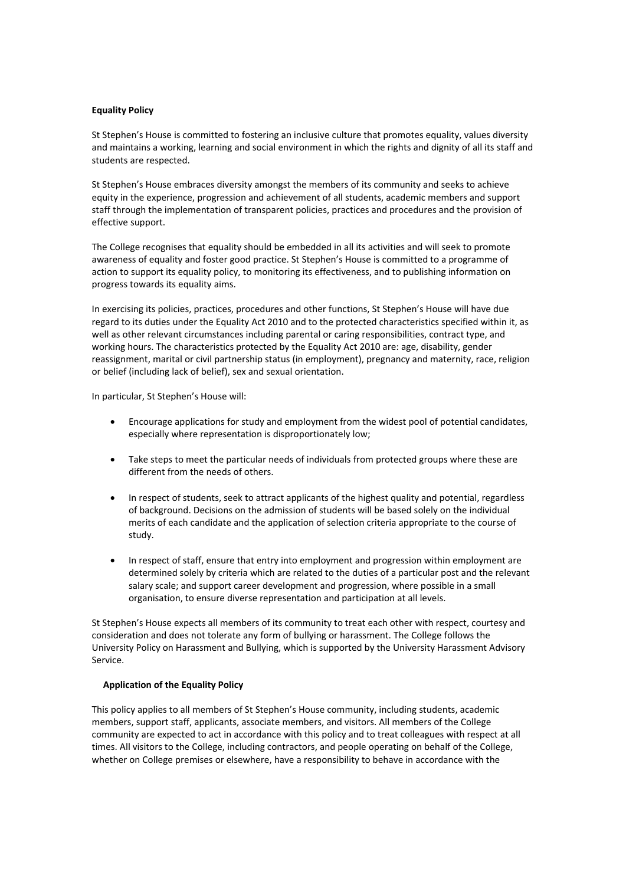**Equality Policy**

St Stephen's House is committed to fostering an inclusive culture that promotes equality, values diversity and maintains a working, learning and social environment in which the rights and dignity of all its staff and students are respected.

St Stephen's House embraces diversity amongst the members of its community and seeks to achieve equity in the experience, progression and achievement of all students, academic members and support staff through the implementation of transparent policies, practices and procedures and the provision of effective support.

The College recognises that equality should be embedded in all its activities and will seek to promote awareness of equality and foster good practice. St Stephen's House is committed to a programme of action to support its equality policy, to monitoring its effectiveness, and to publishing information on progress towards its equality aims.

In exercising its policies, practices, procedures and other functions, St Stephen's House will have due regard to its duties under the Equality Act 2010 and to the protected characteristics specified within it, as well as other relevant circumstances including parental or caring responsibilities, contract type, and working hours. The characteristics protected by the Equality Act 2010 are: age, disability, gender reassignment, marital or civil partnership status (in employment), pregnancy and maternity, race, religion or belief (including lack of belief), sex and sexual orientation.

In particular, St Stephen's House will:

- Encourage applications for study and employment from the widest pool of potential candidates, especially where representation is disproportionately low;
- Take steps to meet the particular needs of individuals from protected groups where these are different from the needs of others.
- In respect of students, seek to attract applicants of the highest quality and potential, regardless of background. Decisions on the admission of students will be based solely on the individual merits of each candidate and the application of selection criteria appropriate to the course of study.
- In respect of staff, ensure that entry into employment and progression within employment are determined solely by criteria which are related to the duties of a particular post and the relevant salary scale; and support career development and progression, where possible in a small organisation, to ensure diverse representation and participation at all levels.

St Stephen's House expects all members of its community to treat each other with respect, courtesy and consideration and does not tolerate any form of bullying or harassment. The College follows the University Policy on Harassment and Bullying, which is supported by the University Harassment Advisory Service.

**Application of the Equality Policy**

This policy applies to all members of St Stephen's House community, including students, academic members, support staff, applicants, associate members, and visitors. All members of the College community are expected to act in accordance with this policy and to treat colleagues with respect at all times. All visitors to the College, including contractors, and people operating on behalf of the College, whether on College premises or elsewhere, have a responsibility to behave in accordance with the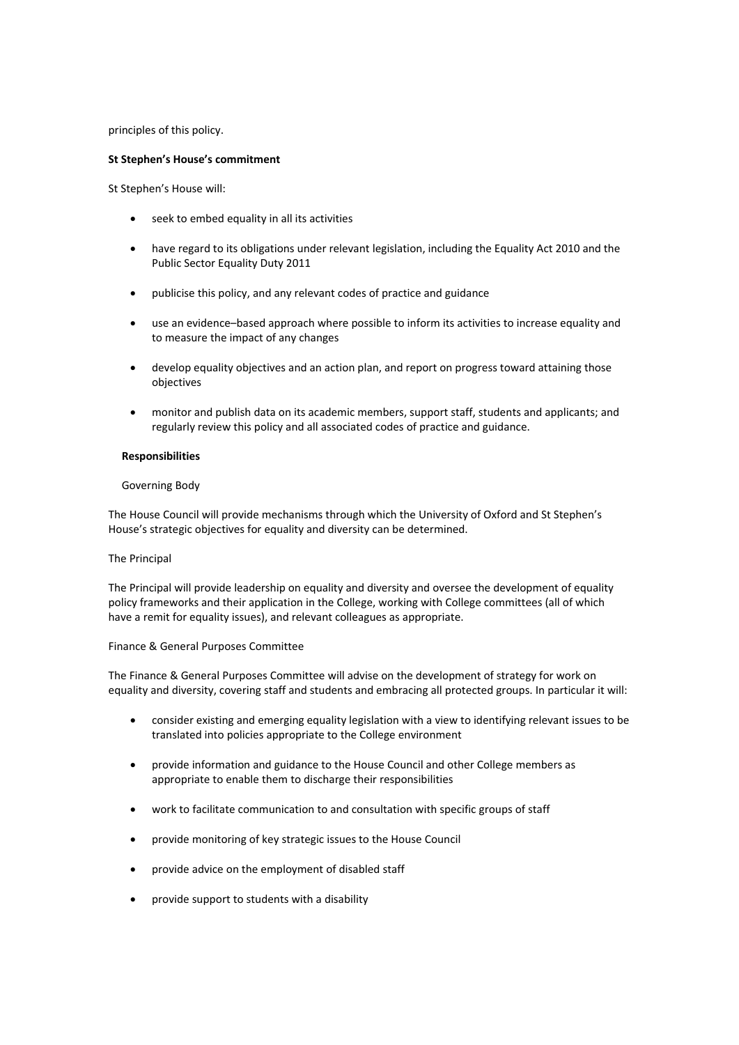principles of this policy.

**St Stephen's House's commitment**

St Stephen's House will:

- seek to embed equality in all its activities
- have regard to its obligations under relevant legislation, including the Equality Act 2010 and the Public Sector Equality Duty 2011
- publicise this policy, and any relevant codes of practice and guidance
- use an evidence–based approach where possible to inform its activities to increase equality and to measure the impact of any changes
- develop equality objectives and an action plan, and report on progress toward attaining those objectives
- monitor and publish data on its academic members, support staff, students and applicants; and regularly review this policy and all associated codes of practice and guidance.

**Responsibilities**

Governing Body

The House Council will provide mechanisms through which the University of Oxford and St Stephen's House's strategic objectives for equality and diversity can be determined.

The Principal

The Principal will provide leadership on equality and diversity and oversee the development of equality policy frameworks and their application in the College, working with College committees (all of which have a remit for equality issues), and relevant colleagues as appropriate.

Finance & General Purposes Committee

The Finance & General Purposes Committee will advise on the development of strategy for work on equality and diversity, covering staff and students and embracing all protected groups. In particular it will:

- consider existing and emerging equality legislation with a view to identifying relevant issues to be translated into policies appropriate to the College environment
- provide information and guidance to the House Council and other College members as appropriate to enable them to discharge their responsibilities
- work to facilitate communication to and consultation with specific groups of staff
- provide monitoring of key strategic issues to the House Council
- provide advice on the employment of disabled staff
- provide support to students with a disability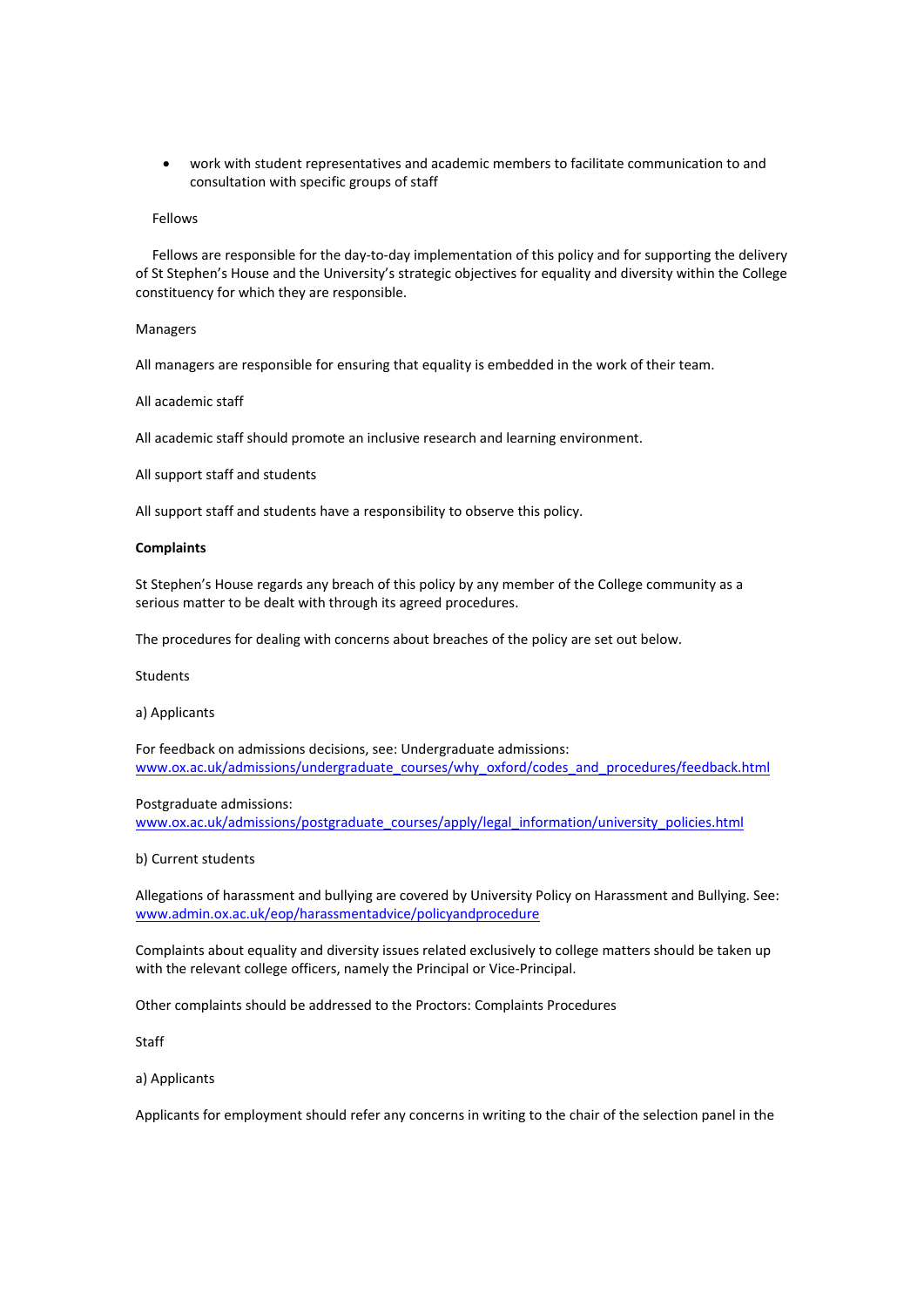- work with student representatives and academic members to facilitate communication to and consultation with specific groups of staff

Fellows

Fellows are responsible for the day-to-day implementation of this policy and for supporting the delivery of St Stephen's House and the University's strategic objectives for equality and diversity within the College constituency for which they are responsible.

Managers

All managers are responsible for ensuring that equality is embedded in the work of their team.

All academic staff

All academic staff should promote an inclusive research and learning environment.

All support staff and students

All support staff and students have a responsibility to observe this policy.

**Complaints**

St Stephen's House regards any breach of this policy by any member of the College community as a serious matter to be dealt with through its agreed procedures.

The procedures for dealing with concerns about breaches of the policy are set out below.

Students

a) Applicants

For feedback on admissions decisions, see: Undergraduate admissions: [www.ox.ac.uk/admissions/undergraduate_courses/why_oxford/codes_and_procedures/feedback.html](http://www.ox.ac.uk/admissions/undergraduate_courses/why_oxford/codes_and_procedures/feedback.html)

Postgraduate admissions: [www.ox.ac.uk/admissions/postgraduate_courses/apply/legal_information/university_policies.html](http://www.ox.ac.uk/admissions/postgraduate_courses/apply/legal_information/university_policies.html)

b) Current students

Allegations of harassment and bullying are covered by University Policy on Harassment and Bullying. See: [www.admin.ox.ac.uk/eop/harassmentadvice/policyandprocedure](http://www.admin.ox.ac.uk/eop/harassmentadvice/policyandprocedure)

Complaints about equality and diversity issues related exclusively to college matters should be taken up with the relevant college officers, namely the Principal or Vice-Principal.

Other complaints should be addressed to the Proctors: Complaints Procedures

Staff

a) Applicants

Applicants for employment should refer any concerns in writing to the chair of the selection panel in the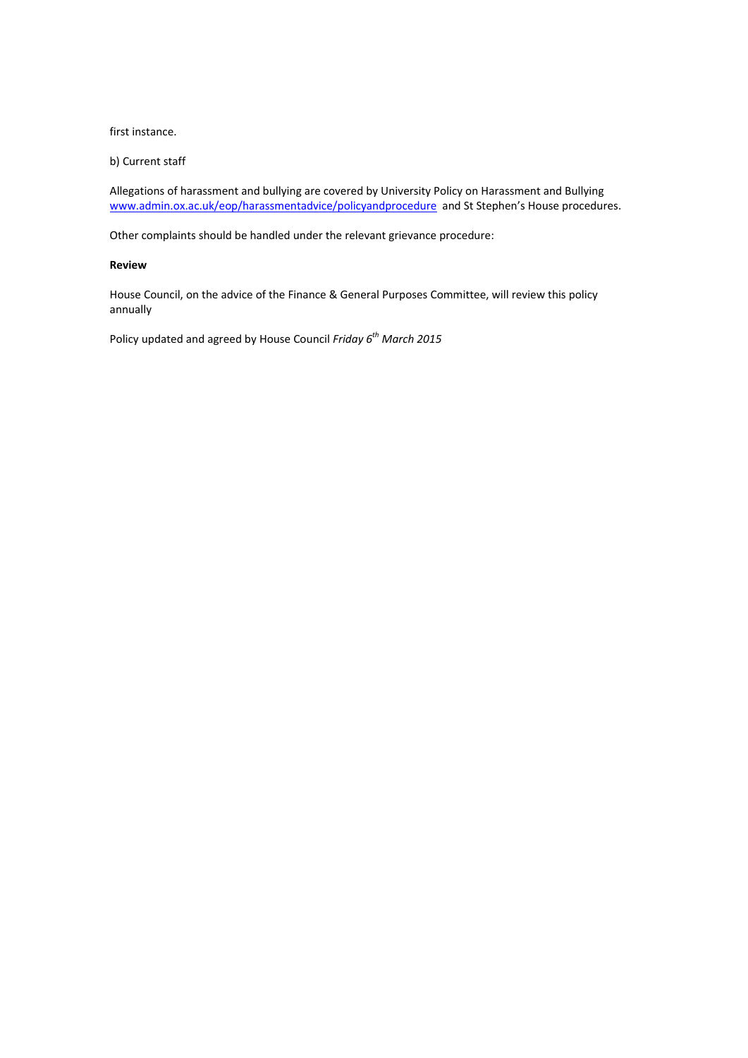first instance.

b) Current staff

Allegations of harassment and bullying are covered by University Policy on Harassment and Bullying [www.admin.ox.ac.uk/eop/harassmentadvice/policyandprocedure](www.admin.ox.ac.uk/eop/harassmentadvice/policyandprocedure) and St Stephen's House procedures.

Other complaints should be handled under the relevant grievance procedure:

**Review**

House Council, on the advice of the Finance & General Purposes Committee, will review this policy annually

Policy updated and agreed by House Council *Friday 6th March 2015*